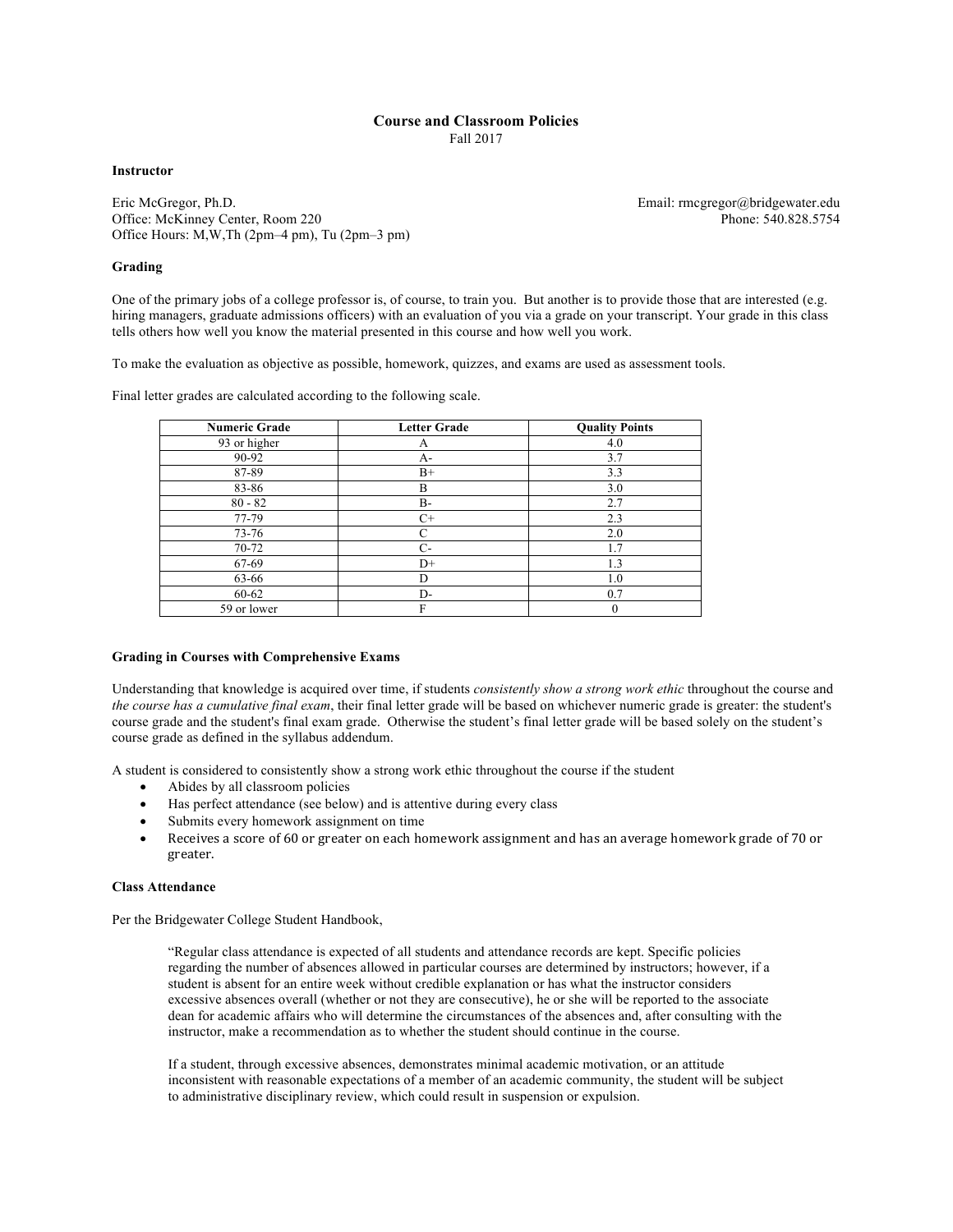# Course and Classroom Policies

Fall 2017

**Instructor**

Eric McGregor, Ph.D.
Office: McKinney Center, Room 220
Office Hours: M,W,Th (2pm–4 pm), Tu (2pm–3 pm)

Email: rmcgregor@bridgewater.edu
Phone: 540.828.5754

**Grading**

One of the primary jobs of a college professor is, of course, to train you. But another is to provide those that are interested (e.g. hiring managers, graduate admissions officers) with an evaluation of you via a grade on your transcript. Your grade in this class tells others how well you know the material presented in this course and how well you work.

To make the evaluation as objective as possible, homework, quizzes, and exams are used as assessment tools.

Final letter grades are calculated according to the following scale.

| Numeric Grade | Letter Grade | Quality Points |
|---|---|---|
| 93 or higher | A | 4.0 |
| 90-92 | A- | 3.7 |
| 87-89 | B+ | 3.3 |
| 83-86 | B | 3.0 |
| 80 - 82 | B- | 2.7 |
| 77-79 | C+ | 2.3 |
| 73-76 | C | 2.0 |
| 70-72 | C- | 1.7 |
| 67-69 | D+ | 1.3 |
| 63-66 | D | 1.0 |
| 60-62 | D- | 0.7 |
| 59 or lower | F | 0 |

**Grading in Courses with Comprehensive Exams**

Understanding that knowledge is acquired over time, if students *consistently show a strong work ethic* throughout the course and *the course has a cumulative final exam*, their final letter grade will be based on whichever numeric grade is greater: the student's course grade and the student's final exam grade. Otherwise the student's final letter grade will be based solely on the student's course grade as defined in the syllabus addendum.

A student is considered to consistently show a strong work ethic throughout the course if the student

- Abides by all classroom policies
- Has perfect attendance (see below) and is attentive during every class
- Submits every homework assignment on time
- Receives a score of 60 or greater on each homework assignment and has an average homework grade of 70 or greater.

**Class Attendance**

Per the Bridgewater College Student Handbook,

> "Regular class attendance is expected of all students and attendance records are kept. Specific policies regarding the number of absences allowed in particular courses are determined by instructors; however, if a student is absent for an entire week without credible explanation or has what the instructor considers excessive absences overall (whether or not they are consecutive), he or she will be reported to the associate dean for academic affairs who will determine the circumstances of the absences and, after consulting with the instructor, make a recommendation as to whether the student should continue in the course.
>
> If a student, through excessive absences, demonstrates minimal academic motivation, or an attitude inconsistent with reasonable expectations of a member of an academic community, the student will be subject to administrative disciplinary review, which could result in suspension or expulsion.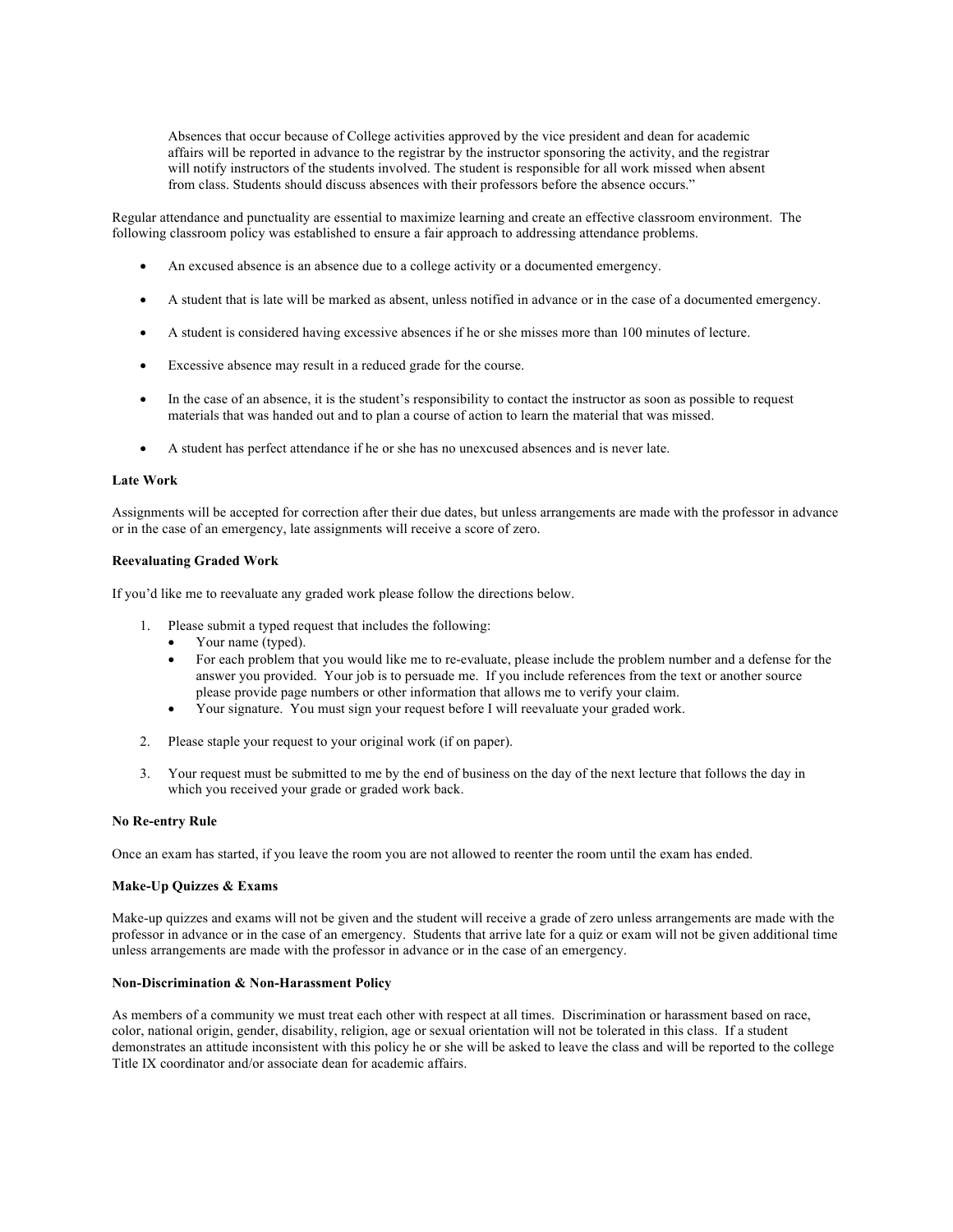> Absences that occur because of College activities approved by the vice president and dean for academic affairs will be reported in advance to the registrar by the instructor sponsoring the activity, and the registrar will notify instructors of the students involved. The student is responsible for all work missed when absent from class. Students should discuss absences with their professors before the absence occurs."

Regular attendance and punctuality are essential to maximize learning and create an effective classroom environment. The following classroom policy was established to ensure a fair approach to addressing attendance problems.

- An excused absence is an absence due to a college activity or a documented emergency.
- A student that is late will be marked as absent, unless notified in advance or in the case of a documented emergency.
- A student is considered having excessive absences if he or she misses more than 100 minutes of lecture.
- Excessive absence may result in a reduced grade for the course.
- In the case of an absence, it is the student's responsibility to contact the instructor as soon as possible to request materials that was handed out and to plan a course of action to learn the material that was missed.
- A student has perfect attendance if he or she has no unexcused absences and is never late.

**Late Work**

Assignments will be accepted for correction after their due dates, but unless arrangements are made with the professor in advance or in the case of an emergency, late assignments will receive a score of zero.

**Reevaluating Graded Work**

If you'd like me to reevaluate any graded work please follow the directions below.

1. Please submit a typed request that includes the following:
   - Your name (typed).
   - For each problem that you would like me to re-evaluate, please include the problem number and a defense for the answer you provided. Your job is to persuade me. If you include references from the text or another source please provide page numbers or other information that allows me to verify your claim.
   - Your signature. You must sign your request before I will reevaluate your graded work.
2. Please staple your request to your original work (if on paper).
3. Your request must be submitted to me by the end of business on the day of the next lecture that follows the day in which you received your grade or graded work back.

**No Re-entry Rule**

Once an exam has started, if you leave the room you are not allowed to reenter the room until the exam has ended.

**Make-Up Quizzes & Exams**

Make-up quizzes and exams will not be given and the student will receive a grade of zero unless arrangements are made with the professor in advance or in the case of an emergency. Students that arrive late for a quiz or exam will not be given additional time unless arrangements are made with the professor in advance or in the case of an emergency.

**Non-Discrimination & Non-Harassment Policy**

As members of a community we must treat each other with respect at all times. Discrimination or harassment based on race, color, national origin, gender, disability, religion, age or sexual orientation will not be tolerated in this class. If a student demonstrates an attitude inconsistent with this policy he or she will be asked to leave the class and will be reported to the college Title IX coordinator and/or associate dean for academic affairs.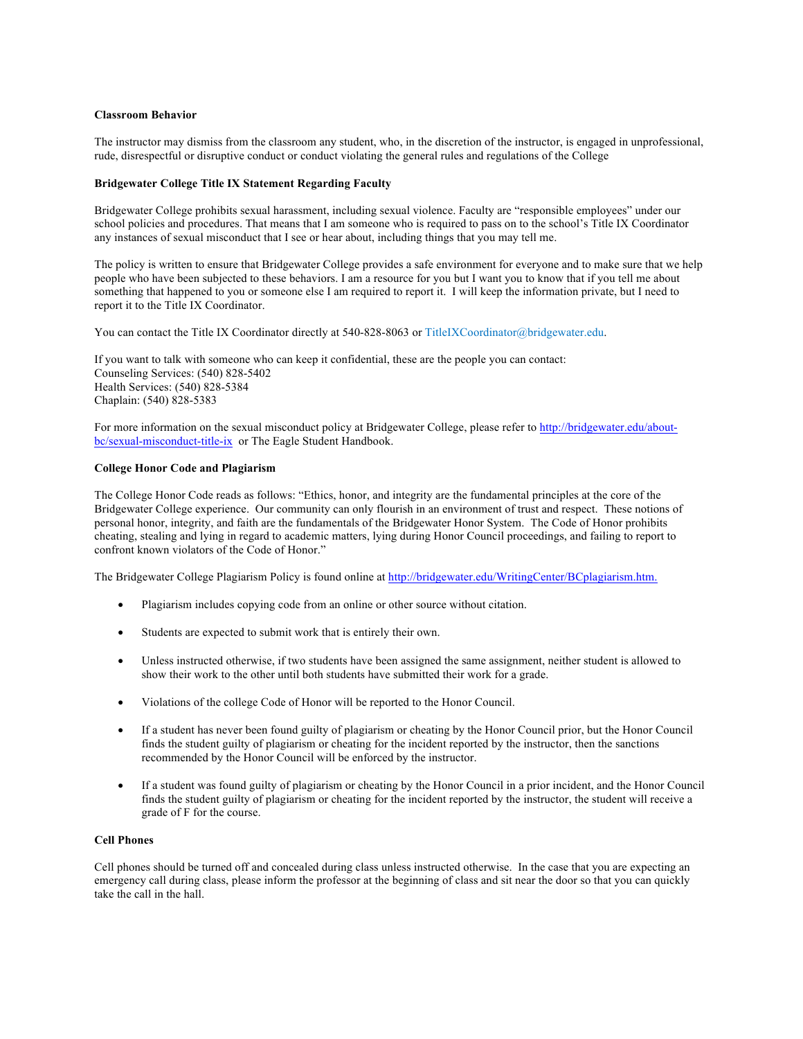**Classroom Behavior**

The instructor may dismiss from the classroom any student, who, in the discretion of the instructor, is engaged in unprofessional, rude, disrespectful or disruptive conduct or conduct violating the general rules and regulations of the College

**Bridgewater College Title IX Statement Regarding Faculty**

Bridgewater College prohibits sexual harassment, including sexual violence. Faculty are "responsible employees" under our school policies and procedures. That means that I am someone who is required to pass on to the school's Title IX Coordinator any instances of sexual misconduct that I see or hear about, including things that you may tell me.

The policy is written to ensure that Bridgewater College provides a safe environment for everyone and to make sure that we help people who have been subjected to these behaviors. I am a resource for you but I want you to know that if you tell me about something that happened to you or someone else I am required to report it. I will keep the information private, but I need to report it to the Title IX Coordinator.

You can contact the Title IX Coordinator directly at 540-828-8063 or TitleIXCoordinator@bridgewater.edu.

If you want to talk with someone who can keep it confidential, these are the people you can contact:
Counseling Services: (540) 828-5402
Health Services: (540) 828-5384
Chaplain: (540) 828-5383

For more information on the sexual misconduct policy at Bridgewater College, please refer to http://bridgewater.edu/about-bc/sexual-misconduct-title-ix or The Eagle Student Handbook.

**College Honor Code and Plagiarism**

The College Honor Code reads as follows: "Ethics, honor, and integrity are the fundamental principles at the core of the Bridgewater College experience. Our community can only flourish in an environment of trust and respect. These notions of personal honor, integrity, and faith are the fundamentals of the Bridgewater Honor System. The Code of Honor prohibits cheating, stealing and lying in regard to academic matters, lying during Honor Council proceedings, and failing to report to confront known violators of the Code of Honor."

The Bridgewater College Plagiarism Policy is found online at http://bridgewater.edu/WritingCenter/BCplagiarism.htm.

- Plagiarism includes copying code from an online or other source without citation.
- Students are expected to submit work that is entirely their own.
- Unless instructed otherwise, if two students have been assigned the same assignment, neither student is allowed to show their work to the other until both students have submitted their work for a grade.
- Violations of the college Code of Honor will be reported to the Honor Council.
- If a student has never been found guilty of plagiarism or cheating by the Honor Council prior, but the Honor Council finds the student guilty of plagiarism or cheating for the incident reported by the instructor, then the sanctions recommended by the Honor Council will be enforced by the instructor.
- If a student was found guilty of plagiarism or cheating by the Honor Council in a prior incident, and the Honor Council finds the student guilty of plagiarism or cheating for the incident reported by the instructor, the student will receive a grade of F for the course.

**Cell Phones**

Cell phones should be turned off and concealed during class unless instructed otherwise. In the case that you are expecting an emergency call during class, please inform the professor at the beginning of class and sit near the door so that you can quickly take the call in the hall.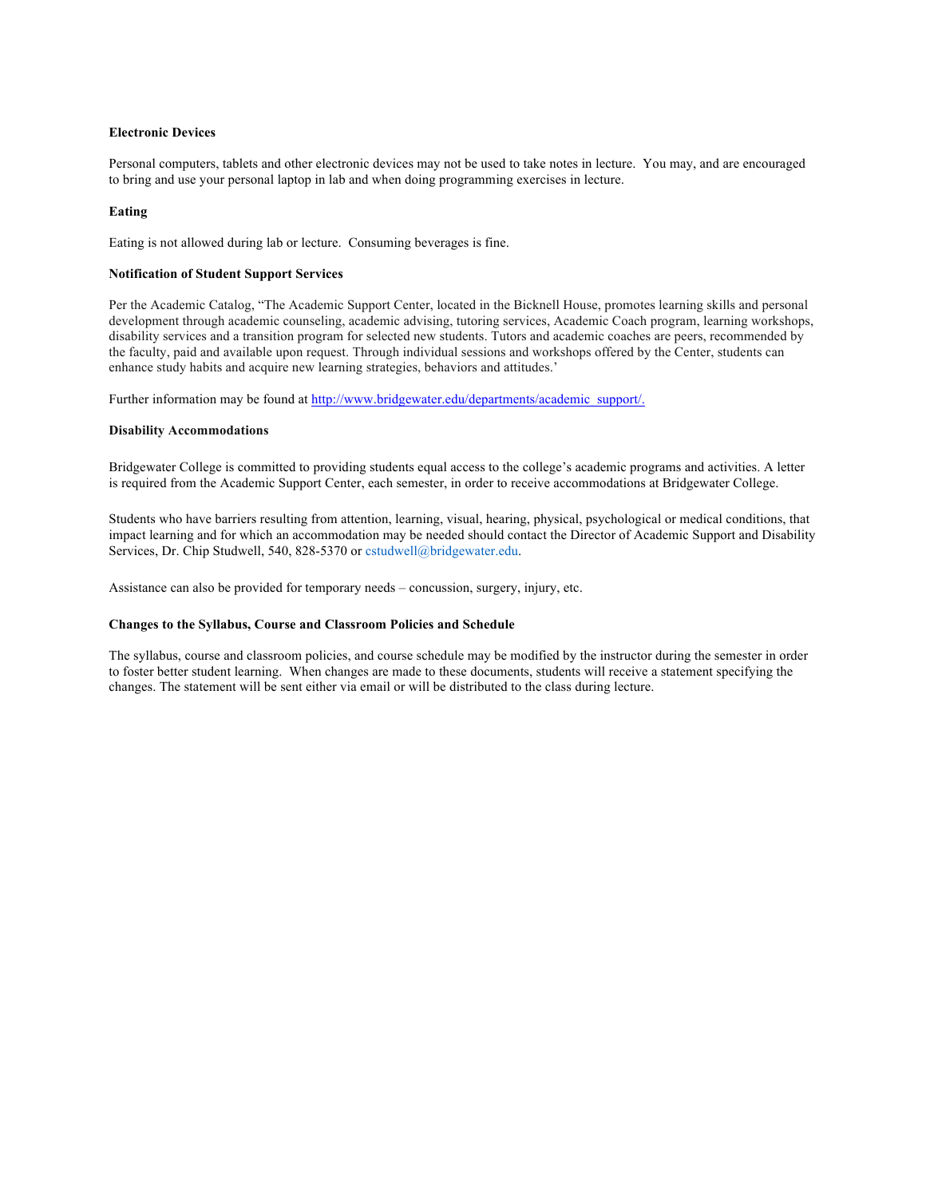**Electronic Devices**

Personal computers, tablets and other electronic devices may not be used to take notes in lecture.  You may, and are encouraged to bring and use your personal laptop in lab and when doing programming exercises in lecture.

**Eating**

Eating is not allowed during lab or lecture.  Consuming beverages is fine.

**Notification of Student Support Services**

Per the Academic Catalog, "The Academic Support Center, located in the Bicknell House, promotes learning skills and personal development through academic counseling, academic advising, tutoring services, Academic Coach program, learning workshops, disability services and a transition program for selected new students. Tutors and academic coaches are peers, recommended by the faculty, paid and available upon request. Through individual sessions and workshops offered by the Center, students can enhance study habits and acquire new learning strategies, behaviors and attitudes.'

Further information may be found at http://www.bridgewater.edu/departments/academic_support/.

**Disability Accommodations**

Bridgewater College is committed to providing students equal access to the college's academic programs and activities. A letter is required from the Academic Support Center, each semester, in order to receive accommodations at Bridgewater College.

Students who have barriers resulting from attention, learning, visual, hearing, physical, psychological or medical conditions, that impact learning and for which an accommodation may be needed should contact the Director of Academic Support and Disability Services, Dr. Chip Studwell, 540, 828-5370 or cstudwell@bridgewater.edu.

Assistance can also be provided for temporary needs – concussion, surgery, injury, etc.

**Changes to the Syllabus, Course and Classroom Policies and Schedule**

The syllabus, course and classroom policies, and course schedule may be modified by the instructor during the semester in order to foster better student learning.  When changes are made to these documents, students will receive a statement specifying the changes. The statement will be sent either via email or will be distributed to the class during lecture.